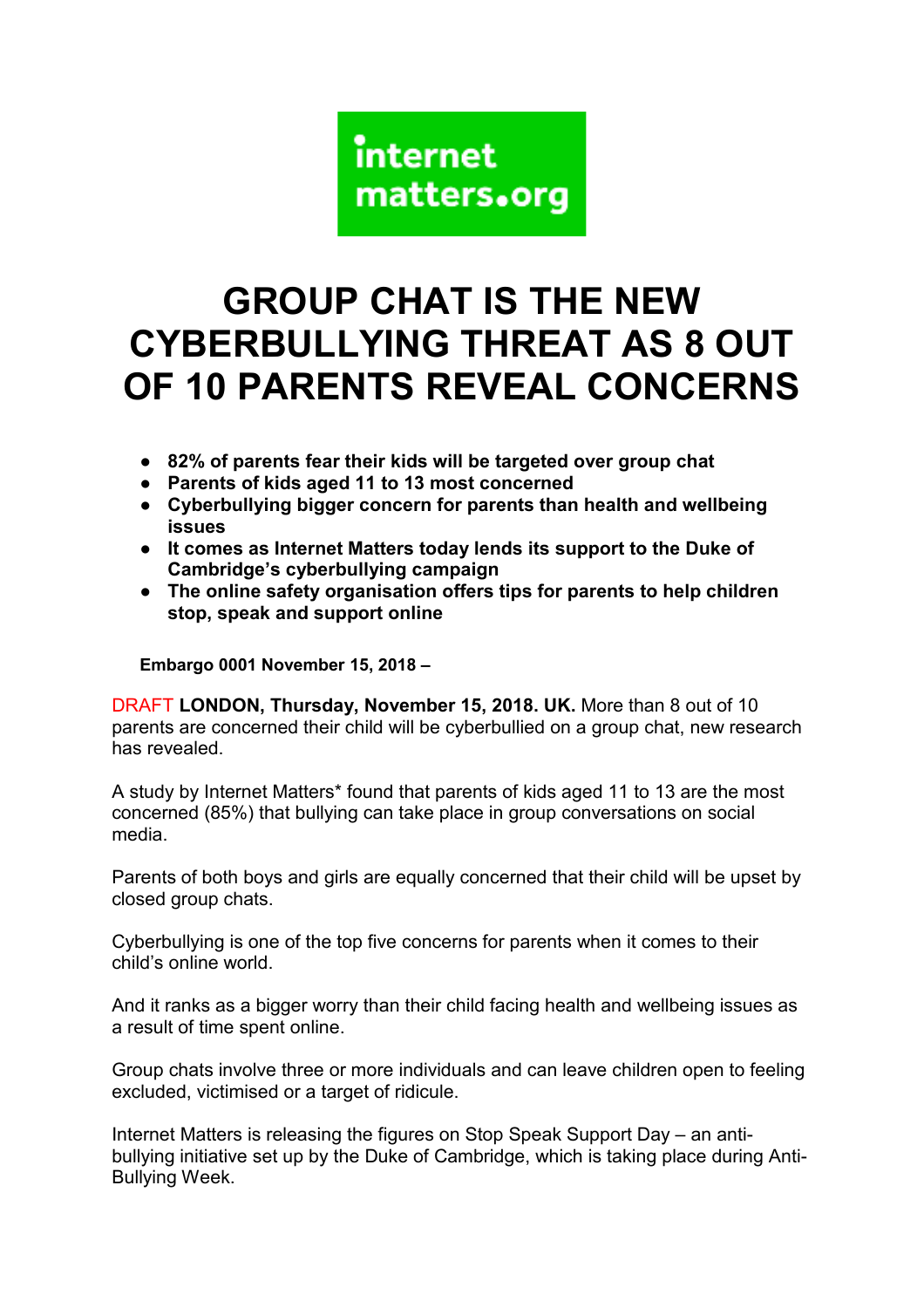internet matters.org

# GROUP CHAT IS THE NEW CYBERBULLYING THREAT AS 8 OUT OF 10 PARENTS REVEAL CONCERNS

- **82% of parents fear their kids will be targeted over group chat**
- **Parents of kids aged 11 to 13 most concerned**
- **Cyberbullying bigger concern for parents than health and wellbeing issues**
- **It comes as Internet Matters today lends its support to the Duke of Cambridge's cyberbullying campaign**
- **The online safety organisation offers tips for parents to help children stop, speak and support online**

**Embargo 0001 November 15, 2018 –**

DRAFT **LONDON, Thursday, November 15, 2018. UK.** More than 8 out of 10 parents are concerned their child will be cyberbullied on a group chat, new research has revealed.

A study by Internet Matters* found that parents of kids aged 11 to 13 are the most concerned (85%) that bullying can take place in group conversations on social media.

Parents of both boys and girls are equally concerned that their child will be upset by closed group chats.

Cyberbullying is one of the top five concerns for parents when it comes to their child's online world.

And it ranks as a bigger worry than their child facing health and wellbeing issues as a result of time spent online.

Group chats involve three or more individuals and can leave children open to feeling excluded, victimised or a target of ridicule.

Internet Matters is releasing the figures on Stop Speak Support Day – an anti-bullying initiative set up by the Duke of Cambridge, which is taking place during Anti-Bullying Week.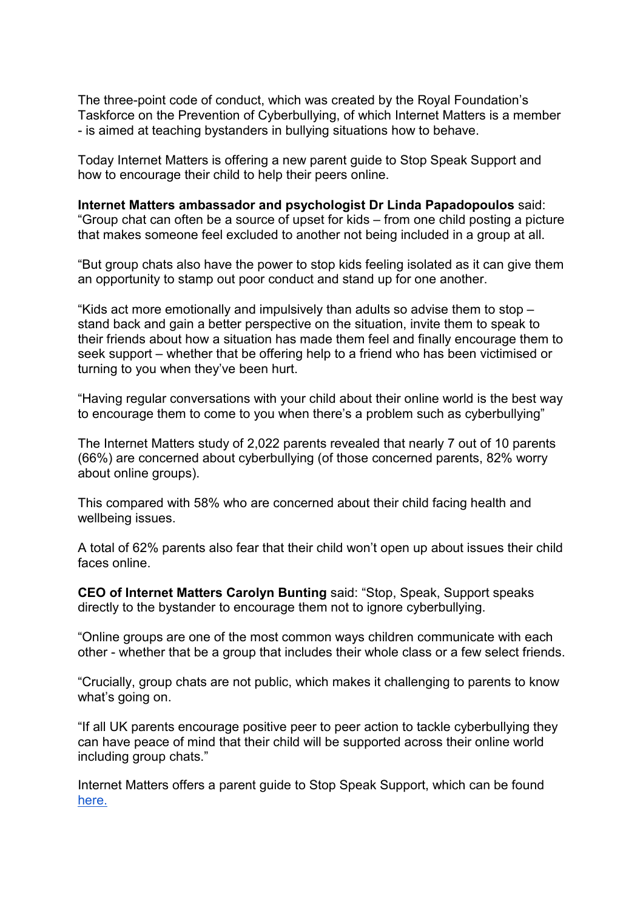The three-point code of conduct, which was created by the Royal Foundation's Taskforce on the Prevention of Cyberbullying, of which Internet Matters is a member - is aimed at teaching bystanders in bullying situations how to behave.

Today Internet Matters is offering a new parent guide to Stop Speak Support and how to encourage their child to help their peers online.

**Internet Matters ambassador and psychologist Dr Linda Papadopoulos** said: "Group chat can often be a source of upset for kids – from one child posting a picture that makes someone feel excluded to another not being included in a group at all.

"But group chats also have the power to stop kids feeling isolated as it can give them an opportunity to stamp out poor conduct and stand up for one another.

"Kids act more emotionally and impulsively than adults so advise them to stop – stand back and gain a better perspective on the situation, invite them to speak to their friends about how a situation has made them feel and finally encourage them to seek support – whether that be offering help to a friend who has been victimised or turning to you when they've been hurt.

"Having regular conversations with your child about their online world is the best way to encourage them to come to you when there's a problem such as cyberbullying"

The Internet Matters study of 2,022 parents revealed that nearly 7 out of 10 parents (66%) are concerned about cyberbullying (of those concerned parents, 82% worry about online groups).

This compared with 58% who are concerned about their child facing health and wellbeing issues.

A total of 62% parents also fear that their child won't open up about issues their child faces online.

**CEO of Internet Matters Carolyn Bunting** said: "Stop, Speak, Support speaks directly to the bystander to encourage them not to ignore cyberbullying.

"Online groups are one of the most common ways children communicate with each other - whether that be a group that includes their whole class or a few select friends.

"Crucially, group chats are not public, which makes it challenging to parents to know what's going on.

"If all UK parents encourage positive peer to peer action to tackle cyberbullying they can have peace of mind that their child will be supported across their online world including group chats."

Internet Matters offers a parent guide to Stop Speak Support, which can be found here.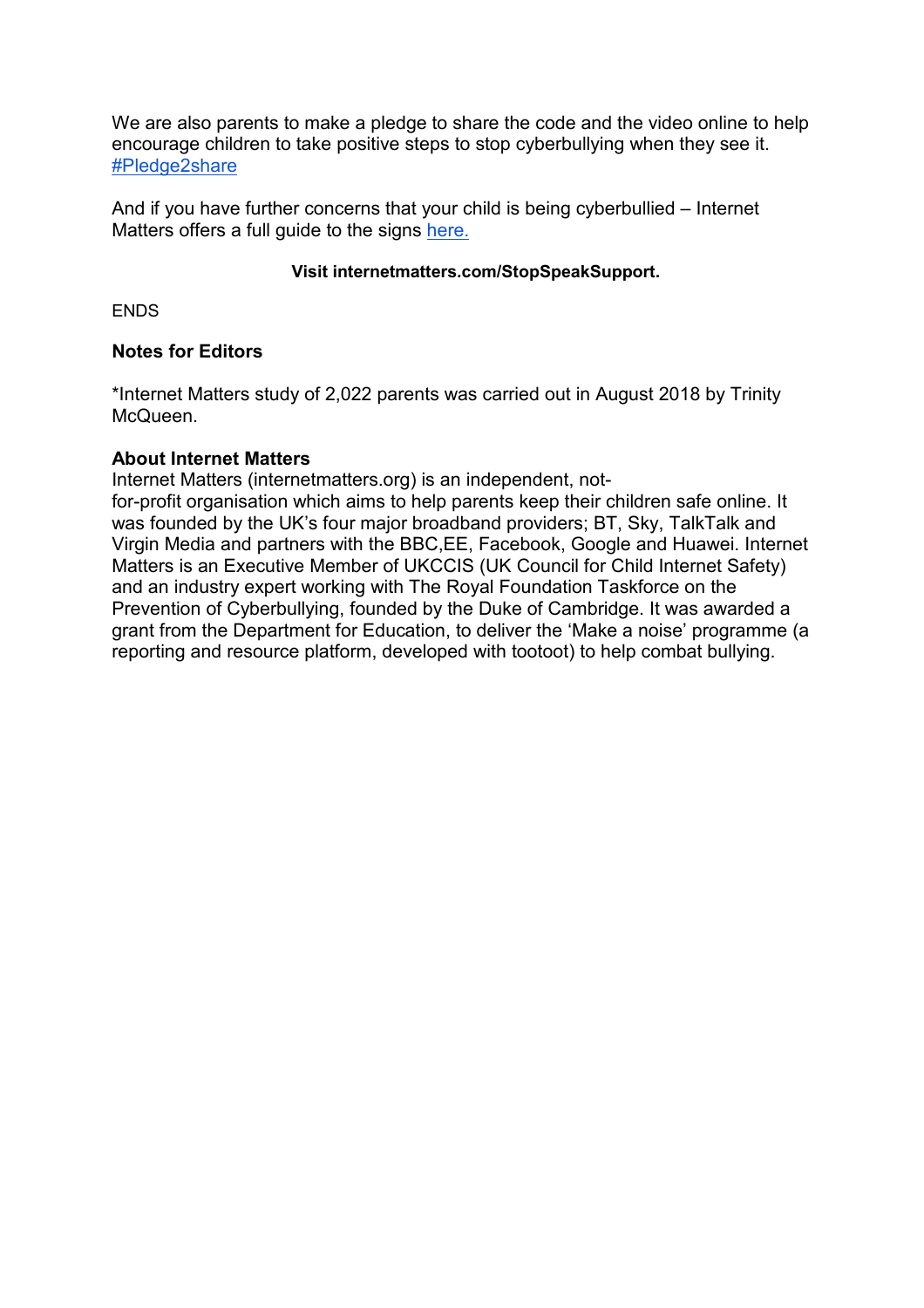We are also parents to make a pledge to share the code and the video online to help encourage children to take positive steps to stop cyberbullying when they see it. #Pledge2share

And if you have further concerns that your child is being cyberbullied – Internet Matters offers a full guide to the signs here.

**Visit internetmatters.com/StopSpeakSupport.**

ENDS

**Notes for Editors**

*Internet Matters study of 2,022 parents was carried out in August 2018 by Trinity McQueen.

**About Internet Matters**
Internet Matters (internetmatters.org) is an independent, not-for-profit organisation which aims to help parents keep their children safe online. It was founded by the UK's four major broadband providers; BT, Sky, TalkTalk and Virgin Media and partners with the BBC,EE, Facebook, Google and Huawei. Internet Matters is an Executive Member of UKCCIS (UK Council for Child Internet Safety) and an industry expert working with The Royal Foundation Taskforce on the Prevention of Cyberbullying, founded by the Duke of Cambridge. It was awarded a grant from the Department for Education, to deliver the 'Make a noise' programme (a reporting and resource platform, developed with tootoot) to help combat bullying.